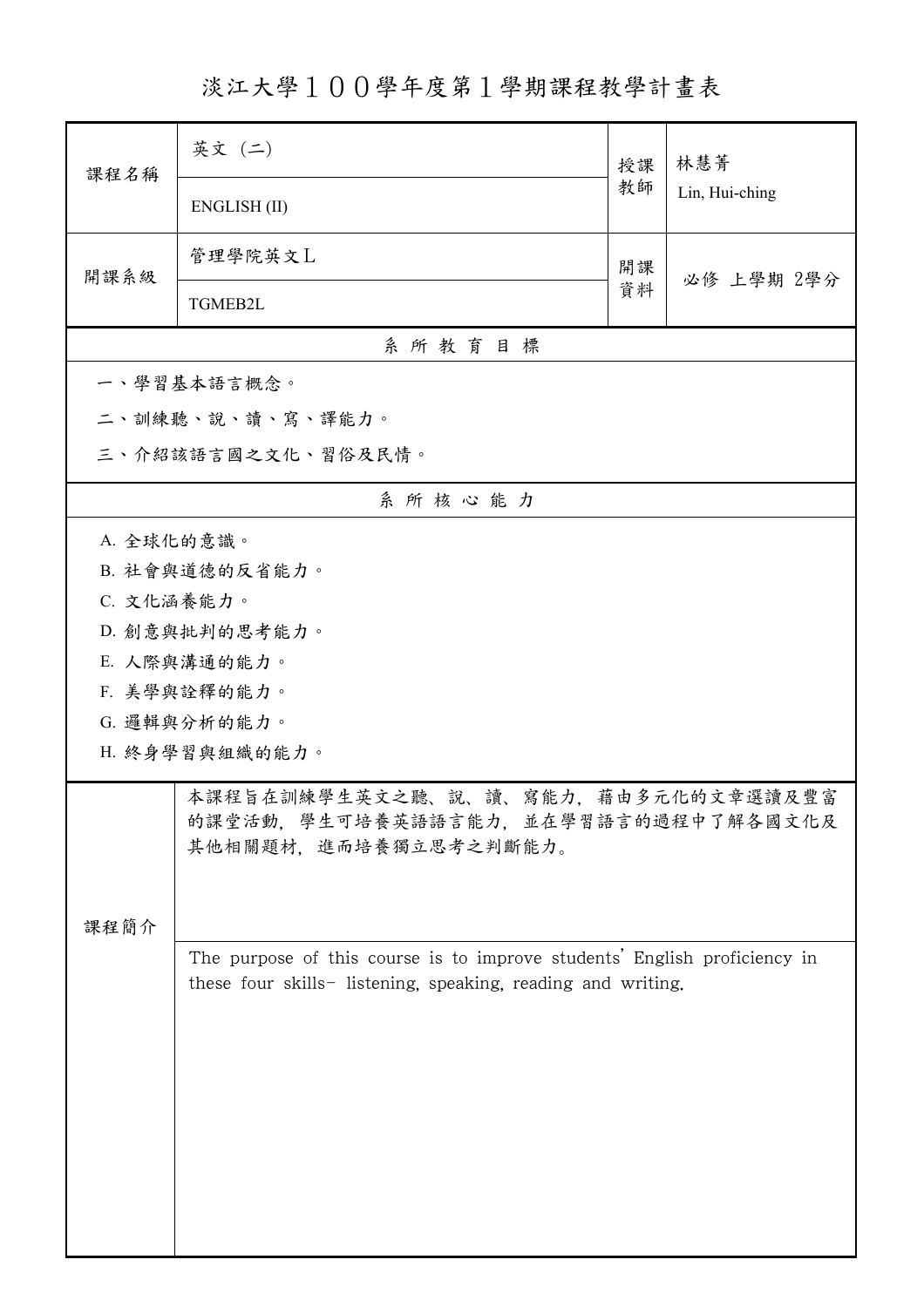# 淡江大學１００學年度第１學期課程教學計畫表

| 課程名稱 | 英文（二） ENGLISH (II) | 授課教師 | 林慧菁 Lin, Hui-ching |
|---|---|---|---|
| 開課系級 | 管理學院英文Ｌ TGMEB2L | 開課資料 | 必修 上學期 2學分 |

## 系 所 教 育 目 標

一、學習基本語言概念。

二、訓練聽、說、讀、寫、譯能力。

三、介紹該語言國之文化、習俗及民情。

## 系 所 核 心 能 力

A. 全球化的意識。

B. 社會與道德的反省能力。

C. 文化涵養能力。

D. 創意與批判的思考能力。

E. 人際與溝通的能力。

F. 美學與詮釋的能力。

G. 邏輯與分析的能力。

H. 終身學習與組織的能力。

## 課程簡介

本課程旨在訓練學生英文之聽、說、讀、寫能力，藉由多元化的文章選讀及豐富的課堂活動，學生可培養英語語言能力，並在學習語言的過程中了解各國文化及其他相關題材，進而培養獨立思考之判斷能力。

The purpose of this course is to improve students' English proficiency in these four skills- listening, speaking, reading and writing.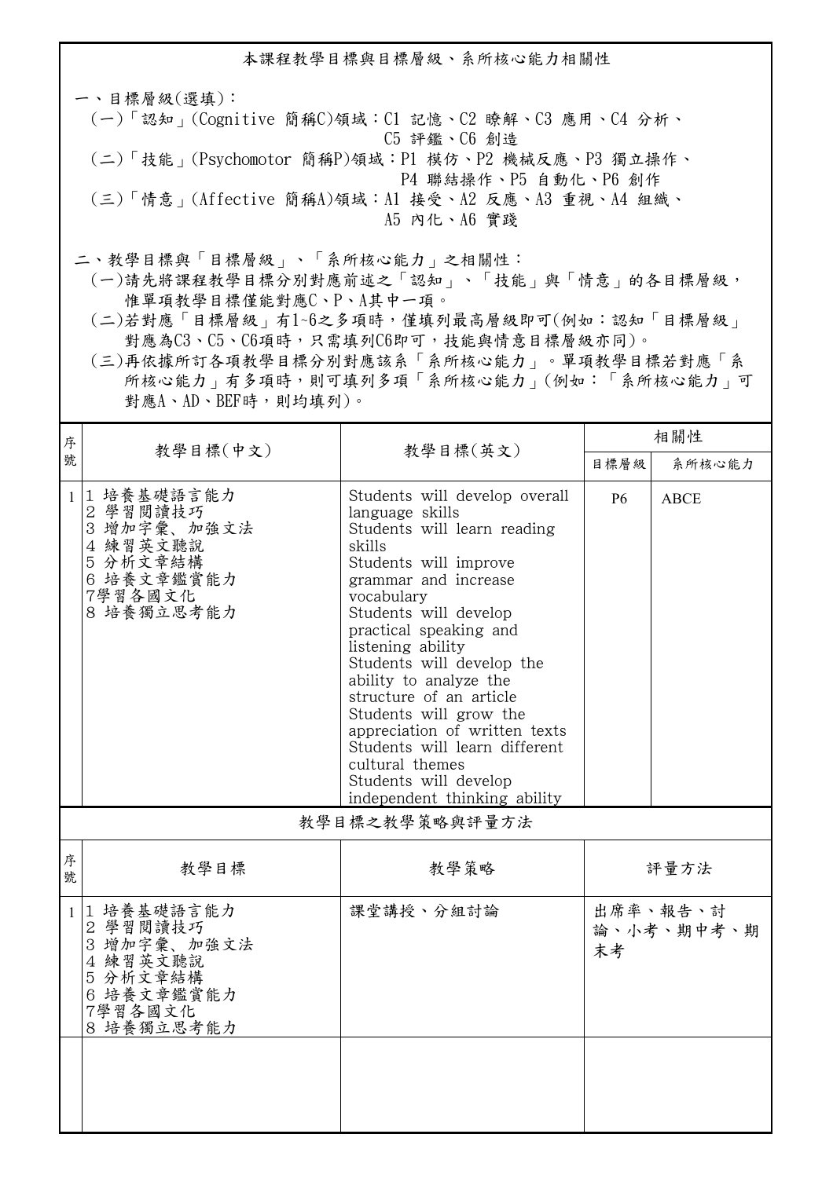## 本課程教學目標與目標層級、系所核心能力相關性

一、目標層級(選填)：

(一)「認知」(Cognitive 簡稱C)領域：C1 記憶、C2 瞭解、C3 應用、C4 分析、C5 評鑑、C6 創造

(二)「技能」(Psychomotor 簡稱P)領域：P1 模仿、P2 機械反應、P3 獨立操作、P4 聯結操作、P5 自動化、P6 創作

(三)「情意」(Affective 簡稱A)領域：A1 接受、A2 反應、A3 重視、A4 組織、A5 內化、A6 實踐

二、教學目標與「目標層級」、「系所核心能力」之相關性：

(一)請先將課程教學目標分別對應前述之「認知」、「技能」與「情意」的各目標層級，惟單項教學目標僅能對應C、P、A其中一項。

(二)若對應「目標層級」有1~6之多項時，僅填列最高層級即可(例如：認知「目標層級」對應為C3、C5、C6項時，只需填列C6即可，技能與情意目標層級亦同)。

(三)再依據所訂各項教學目標分別對應該系「系所核心能力」。單項教學目標若對應「系所核心能力」有多項時，則可填列多項「系所核心能力」(例如：「系所核心能力」可對應A、AD、BEF時，則均填列)。

| 序號 | 教學目標(中文) | 教學目標(英文) | 相關性 | |
|---|---|---|---|---|
| | | | 目標層級 | 系所核心能力 |
| 1 | 1 培養基礎語言能力<br>2 學習閱讀技巧<br>3 增加字彙、加強文法<br>4 練習英文聽說<br>5 分析文章結構<br>6 培養文章鑑賞能力<br>7學習各國文化<br>8 培養獨立思考能力 | Students will develop overall language skills<br>Students will learn reading skills<br>Students will improve grammar and increase vocabulary<br>Students will develop practical speaking and listening ability<br>Students will develop the ability to analyze the structure of an article<br>Students will grow the appreciation of written texts<br>Students will learn different cultural themes<br>Students will develop independent thinking ability | P6 | ABCE |

## 教學目標之教學策略與評量方法

| 序號 | 教學目標 | 教學策略 | 評量方法 |
|---|---|---|---|
| 1 | 1 培養基礎語言能力<br>2 學習閱讀技巧<br>3 增加字彙、加強文法<br>4 練習英文聽說<br>5 分析文章結構<br>6 培養文章鑑賞能力<br>7學習各國文化<br>8 培養獨立思考能力 | 課堂講授、分組討論 | 出席率、報告、討論、小考、期中考、期末考 |
| | | | |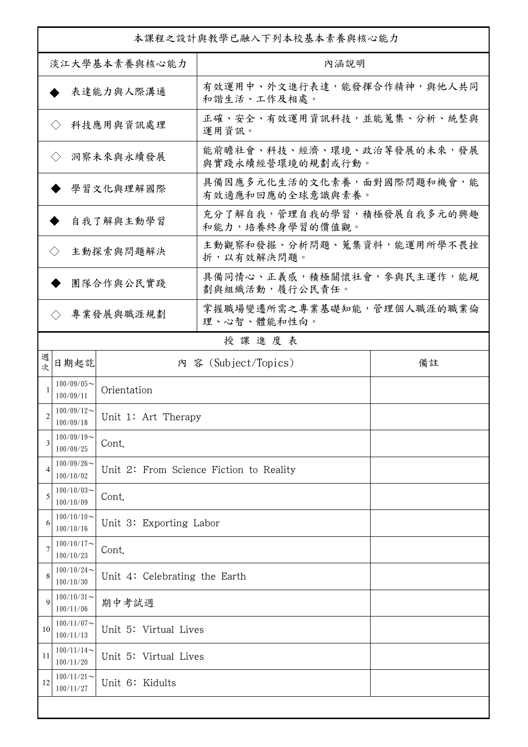| 本課程之設計與教學已融入下列本校基本素養與核心能力 | |
|---|---|
| 淡江大學基本素養與核心能力 | 內涵說明 |
| ◆ 表達能力與人際溝通 | 有效運用中、外文進行表達，能發揮合作精神，與他人共同和諧生活、工作及相處。 |
| ◇ 科技應用與資訊處理 | 正確、安全、有效運用資訊科技，並能蒐集、分析、統整與運用資訊。 |
| ◇ 洞察未來與永續發展 | 能前瞻社會、科技、經濟、環境、政治等發展的未來，發展與實踐永續經營環境的規劃或行動。 |
| ◆ 學習文化與理解國際 | 具備因應多元化生活的文化素養，面對國際問題和機會，能有效適應和回應的全球意識與素養。 |
| ◆ 自我了解與主動學習 | 充分了解自我，管理自我的學習，積極發展自我多元的興趣和能力，培養終身學習的價值觀。 |
| ◇ 主動探索與問題解決 | 主動觀察和發掘、分析問題、蒐集資料，能運用所學不畏挫折，以有效解決問題。 |
| ◆ 團隊合作與公民實踐 | 具備同情心、正義感，積極關懷社會，參與民主運作，能規劃與組織活動，履行公民責任。 |
| ◇ 專業發展與職涯規劃 | 掌握職場變遷所需之專業基礎知能，管理個人職涯的職業倫理、心智、體能和性向。 |

## 授 課 進 度 表

| 週次 | 日期起訖 | 內 容 (Subject/Topics) | 備註 |
|---|---|---|---|
| 1 | 100/09/05～100/09/11 | Orientation | |
| 2 | 100/09/12～100/09/18 | Unit 1: Art Therapy | |
| 3 | 100/09/19～100/09/25 | Cont. | |
| 4 | 100/09/26～100/10/02 | Unit 2: From Science Fiction to Reality | |
| 5 | 100/10/03～100/10/09 | Cont. | |
| 6 | 100/10/10～100/10/16 | Unit 3: Exporting Labor | |
| 7 | 100/10/17～100/10/23 | Cont. | |
| 8 | 100/10/24～100/10/30 | Unit 4: Celebrating the Earth | |
| 9 | 100/10/31～100/11/06 | 期中考試週 | |
| 10 | 100/11/07～100/11/13 | Unit 5: Virtual Lives | |
| 11 | 100/11/14～100/11/20 | Unit 5: Virtual Lives | |
| 12 | 100/11/21～100/11/27 | Unit 6: Kidults | |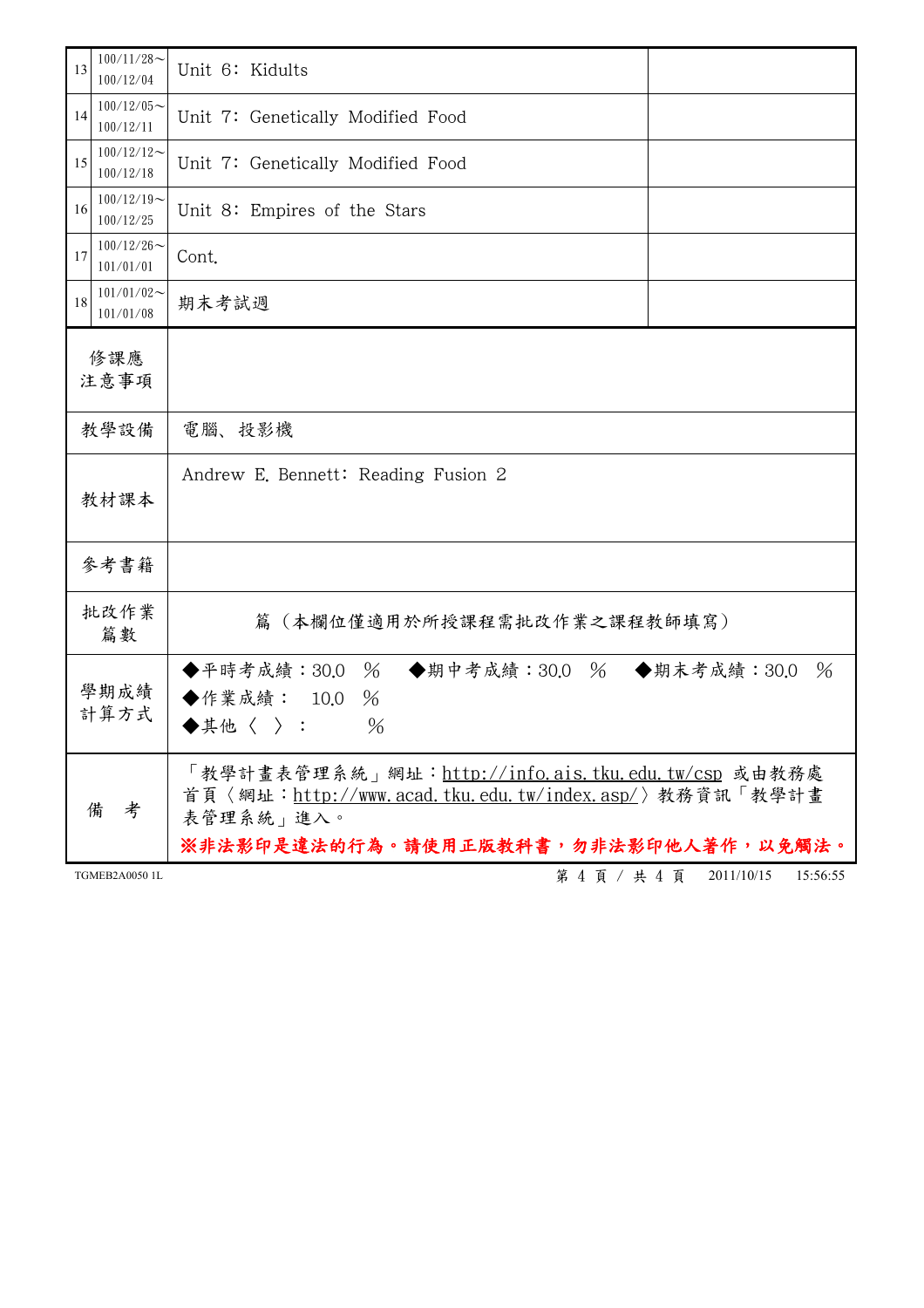| | | | |
|---|---|---|---|
| 13 | 100/11/28～<br>100/12/04 | Unit 6: Kidults | |
| 14 | 100/12/05～<br>100/12/11 | Unit 7: Genetically Modified Food | |
| 15 | 100/12/12～<br>100/12/18 | Unit 7: Genetically Modified Food | |
| 16 | 100/12/19～<br>100/12/25 | Unit 8: Empires of the Stars | |
| 17 | 100/12/26～<br>101/01/01 | Cont. | |
| 18 | 101/01/02～<br>101/01/08 | 期末考試週 | |

| | |
|---|---|
| 修課應注意事項 | |
| 教學設備 | 電腦、投影機 |
| 教材課本 | Andrew E. Bennett: Reading Fusion 2 |
| 參考書籍 | |
| 批改作業篇數 | 篇（本欄位僅適用於所授課程需批改作業之課程教師填寫） |
| 學期成績計算方式 | ◆平時考成績：30.0 %　◆期中考成績：30.0 %　◆期末考成績：30.0 %<br>◆作業成績： 10.0 %<br>◆其他〈 〉： % |
| 備　考 | 「教學計畫表管理系統」網址：http://info.ais.tku.edu.tw/csp 或由教務處首頁〈網址：http://www.acad.tku.edu.tw/index.asp/〉教務資訊「教學計畫表管理系統」進入。<br>**※非法影印是違法的行為。請使用正版教科書，勿非法影印他人著作，以免觸法。** |

TGMEB2A0050 1L　　2011/10/15　15:56:55